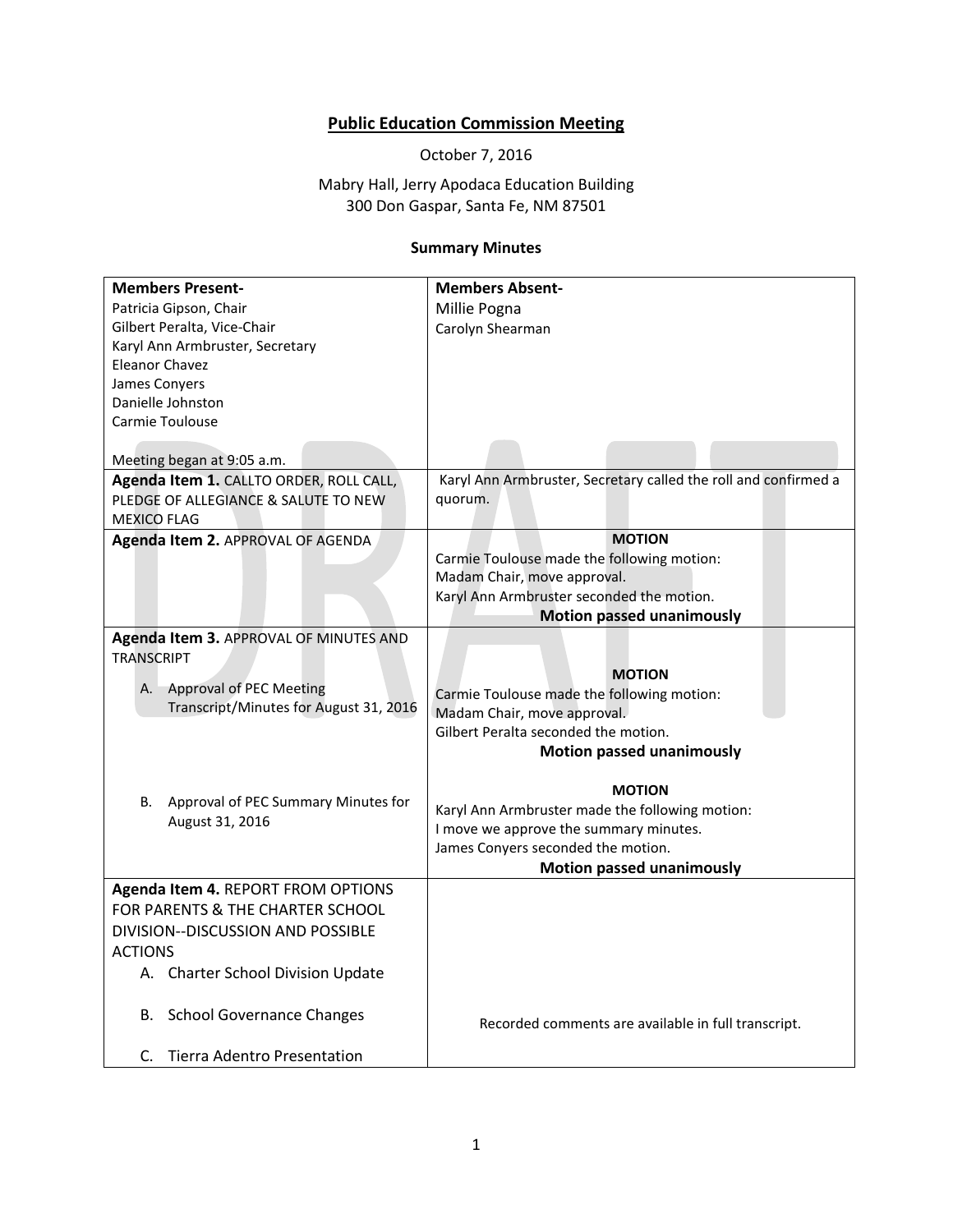# Public Education Commission Meeting

October 7, 2016

Mabry Hall, Jerry Apodaca Education Building
300 Don Gaspar, Santa Fe, NM 87501

### Summary Minutes

| **Members Present-** | **Members Absent-** |
|---|---|
| Patricia Gipson, Chair<br>Gilbert Peralta, Vice-Chair<br>Karyl Ann Armbruster, Secretary<br>Eleanor Chavez<br>James Conyers<br>Danielle Johnston<br>Carmie Toulouse<br><br>Meeting began at 9:05 a.m. | Millie Pogna<br>Carolyn Shearman |
| **Agenda Item 1.** CALLTO ORDER, ROLL CALL, PLEDGE OF ALLEGIANCE & SALUTE TO NEW MEXICO FLAG | Karyl Ann Armbruster, Secretary called the roll and confirmed a quorum. |
| **Agenda Item 2.** APPROVAL OF AGENDA | **MOTION**<br>Carmie Toulouse made the following motion:<br>Madam Chair, move approval.<br>Karyl Ann Armbruster seconded the motion.<br>**Motion passed unanimously** |
| **Agenda Item 3.** APPROVAL OF MINUTES AND TRANSCRIPT<br>A. Approval of PEC Meeting Transcript/Minutes for August 31, 2016 | **MOTION**<br>Carmie Toulouse made the following motion:<br>Madam Chair, move approval.<br>Gilbert Peralta seconded the motion.<br>**Motion passed unanimously** |
| B. Approval of PEC Summary Minutes for August 31, 2016 | **MOTION**<br>Karyl Ann Armbruster made the following motion:<br>I move we approve the summary minutes.<br>James Conyers seconded the motion.<br>**Motion passed unanimously** |
| **Agenda Item 4.** REPORT FROM OPTIONS FOR PARENTS & THE CHARTER SCHOOL DIVISION--DISCUSSION AND POSSIBLE ACTIONS<br>A. Charter School Division Update<br>B. School Governance Changes<br>C. Tierra Adentro Presentation | Recorded comments are available in full transcript. |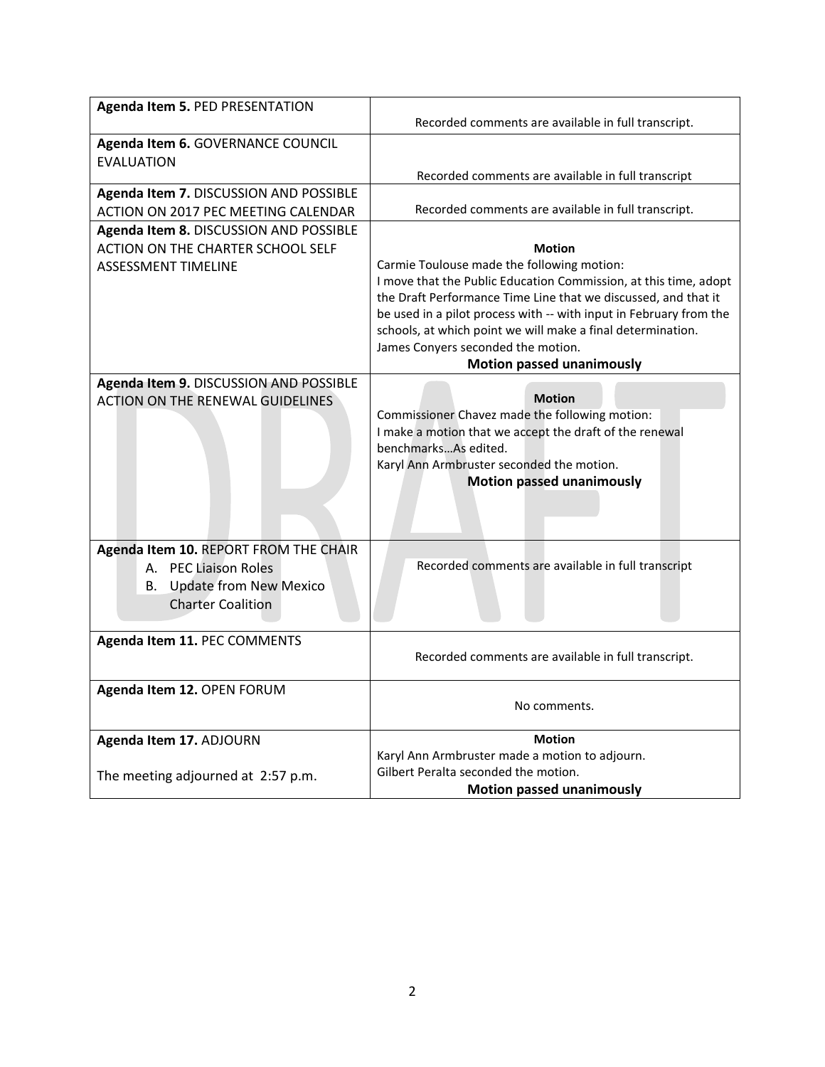| | |
|---|---|
| **Agenda Item 5.** PED PRESENTATION | Recorded comments are available in full transcript. |
| **Agenda Item 6.** GOVERNANCE COUNCIL EVALUATION | Recorded comments are available in full transcript |
| **Agenda Item 7.** DISCUSSION AND POSSIBLE ACTION ON 2017 PEC MEETING CALENDAR | Recorded comments are available in full transcript. |
| **Agenda Item 8.** DISCUSSION AND POSSIBLE ACTION ON THE CHARTER SCHOOL SELF ASSESSMENT TIMELINE | **Motion**<br>Carmie Toulouse made the following motion:<br>I move that the Public Education Commission, at this time, adopt the Draft Performance Time Line that we discussed, and that it be used in a pilot process with -- with input in February from the schools, at which point we will make a final determination.<br>James Conyers seconded the motion.<br>**Motion passed unanimously** |
| **Agenda Item 9.** DISCUSSION AND POSSIBLE ACTION ON THE RENEWAL GUIDELINES | **Motion**<br>Commissioner Chavez made the following motion:<br>I make a motion that we accept the draft of the renewal benchmarks…As edited.<br>Karyl Ann Armbruster seconded the motion.<br>**Motion passed unanimously** |
| **Agenda Item 10.** REPORT FROM THE CHAIR<br>A. PEC Liaison Roles<br>B. Update from New Mexico Charter Coalition | Recorded comments are available in full transcript |
| **Agenda Item 11.** PEC COMMENTS | Recorded comments are available in full transcript. |
| **Agenda Item 12.** OPEN FORUM | No comments. |
| **Agenda Item 17.** ADJOURN<br><br>The meeting adjourned at 2:57 p.m. | **Motion**<br>Karyl Ann Armbruster made a motion to adjourn.<br>Gilbert Peralta seconded the motion.<br>**Motion passed unanimously** |